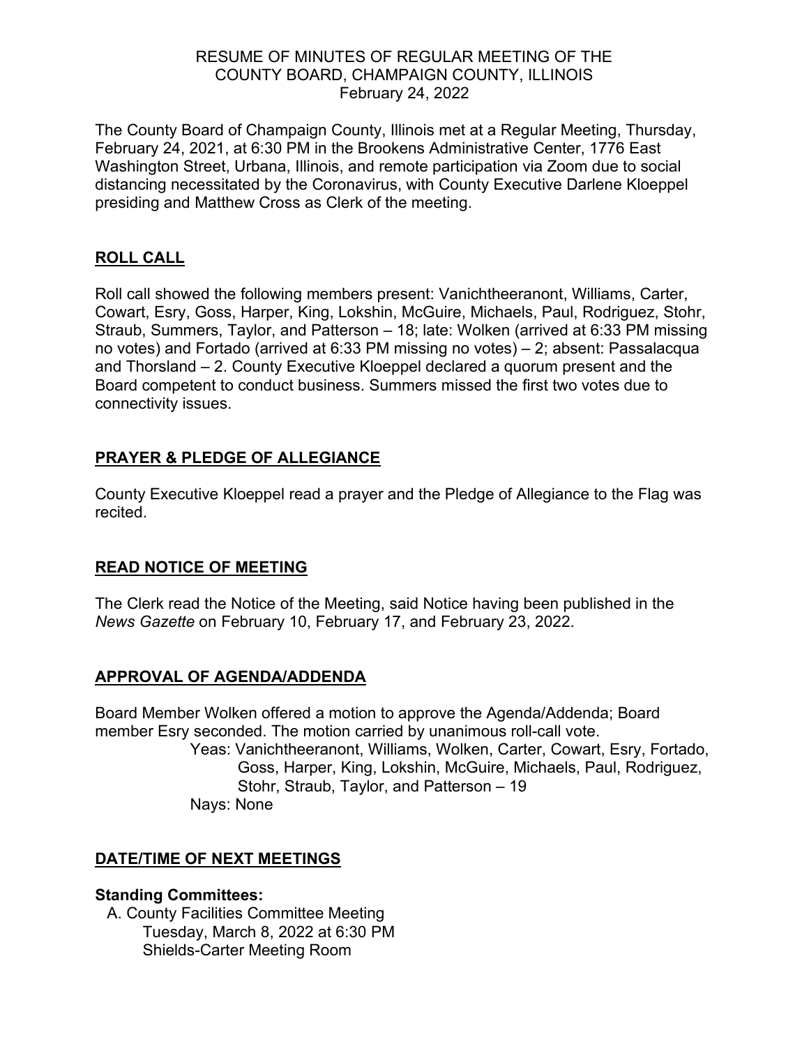# RESUME OF MINUTES OF REGULAR MEETING OF THE COUNTY BOARD, CHAMPAIGN COUNTY, ILLINOIS
February 24, 2022

The County Board of Champaign County, Illinois met at a Regular Meeting, Thursday, February 24, 2021, at 6:30 PM in the Brookens Administrative Center, 1776 East Washington Street, Urbana, Illinois, and remote participation via Zoom due to social distancing necessitated by the Coronavirus, with County Executive Darlene Kloeppel presiding and Matthew Cross as Clerk of the meeting.

## ROLL CALL

Roll call showed the following members present: Vanichtheeranont, Williams, Carter, Cowart, Esry, Goss, Harper, King, Lokshin, McGuire, Michaels, Paul, Rodriguez, Stohr, Straub, Summers, Taylor, and Patterson – 18; late: Wolken (arrived at 6:33 PM missing no votes) and Fortado (arrived at 6:33 PM missing no votes) – 2; absent: Passalacqua and Thorsland – 2. County Executive Kloeppel declared a quorum present and the Board competent to conduct business. Summers missed the first two votes due to connectivity issues.

## PRAYER & PLEDGE OF ALLEGIANCE

County Executive Kloeppel read a prayer and the Pledge of Allegiance to the Flag was recited.

## READ NOTICE OF MEETING

The Clerk read the Notice of the Meeting, said Notice having been published in the *News Gazette* on February 10, February 17, and February 23, 2022.

## APPROVAL OF AGENDA/ADDENDA

Board Member Wolken offered a motion to approve the Agenda/Addenda; Board member Esry seconded. The motion carried by unanimous roll-call vote.

Yeas: Vanichtheeranont, Williams, Wolken, Carter, Cowart, Esry, Fortado, Goss, Harper, King, Lokshin, McGuire, Michaels, Paul, Rodriguez, Stohr, Straub, Taylor, and Patterson – 19

Nays: None

## DATE/TIME OF NEXT MEETINGS

**Standing Committees:**

A. County Facilities Committee Meeting
   Tuesday, March 8, 2022 at 6:30 PM
   Shields-Carter Meeting Room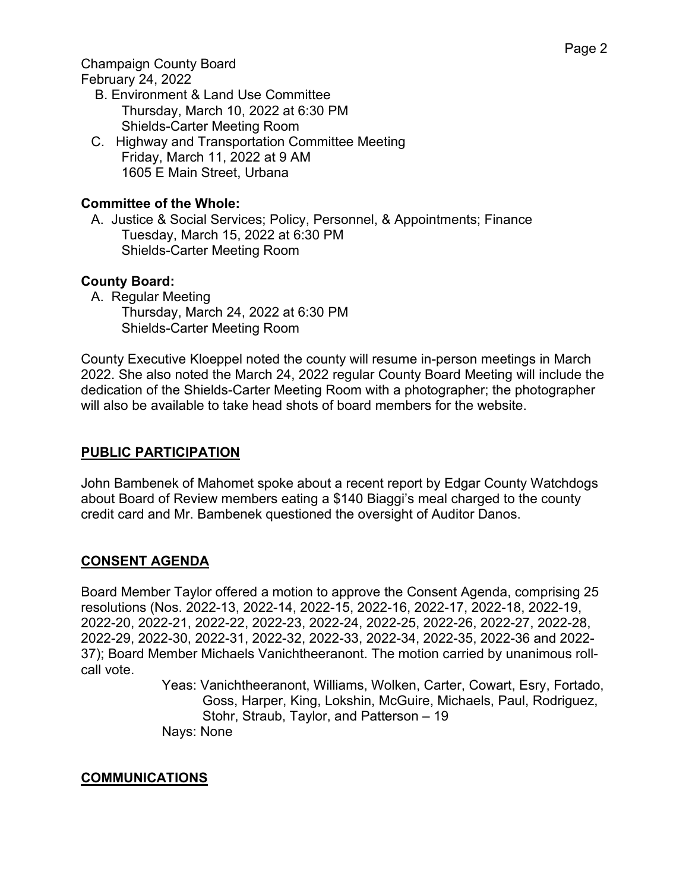B. Environment & Land Use Committee
Thursday, March 10, 2022 at 6:30 PM
Shields-Carter Meeting Room

C. Highway and Transportation Committee Meeting
Friday, March 11, 2022 at 9 AM
1605 E Main Street, Urbana

**Committee of the Whole:**

A. Justice & Social Services; Policy, Personnel, & Appointments; Finance
Tuesday, March 15, 2022 at 6:30 PM
Shields-Carter Meeting Room

**County Board:**

A. Regular Meeting
Thursday, March 24, 2022 at 6:30 PM
Shields-Carter Meeting Room

County Executive Kloeppel noted the county will resume in-person meetings in March 2022. She also noted the March 24, 2022 regular County Board Meeting will include the dedication of the Shields-Carter Meeting Room with a photographer; the photographer will also be available to take head shots of board members for the website.

## PUBLIC PARTICIPATION

John Bambenek of Mahomet spoke about a recent report by Edgar County Watchdogs about Board of Review members eating a $140 Biaggi's meal charged to the county credit card and Mr. Bambenek questioned the oversight of Auditor Danos.

## CONSENT AGENDA

Board Member Taylor offered a motion to approve the Consent Agenda, comprising 25 resolutions (Nos. 2022-13, 2022-14, 2022-15, 2022-16, 2022-17, 2022-18, 2022-19, 2022-20, 2022-21, 2022-22, 2022-23, 2022-24, 2022-25, 2022-26, 2022-27, 2022-28, 2022-29, 2022-30, 2022-31, 2022-32, 2022-33, 2022-34, 2022-35, 2022-36 and 2022-37); Board Member Michaels Vanichtheeranont. The motion carried by unanimous roll-call vote.

Yeas: Vanichtheeranont, Williams, Wolken, Carter, Cowart, Esry, Fortado, Goss, Harper, King, Lokshin, McGuire, Michaels, Paul, Rodriguez, Stohr, Straub, Taylor, and Patterson – 19

Nays: None

## COMMUNICATIONS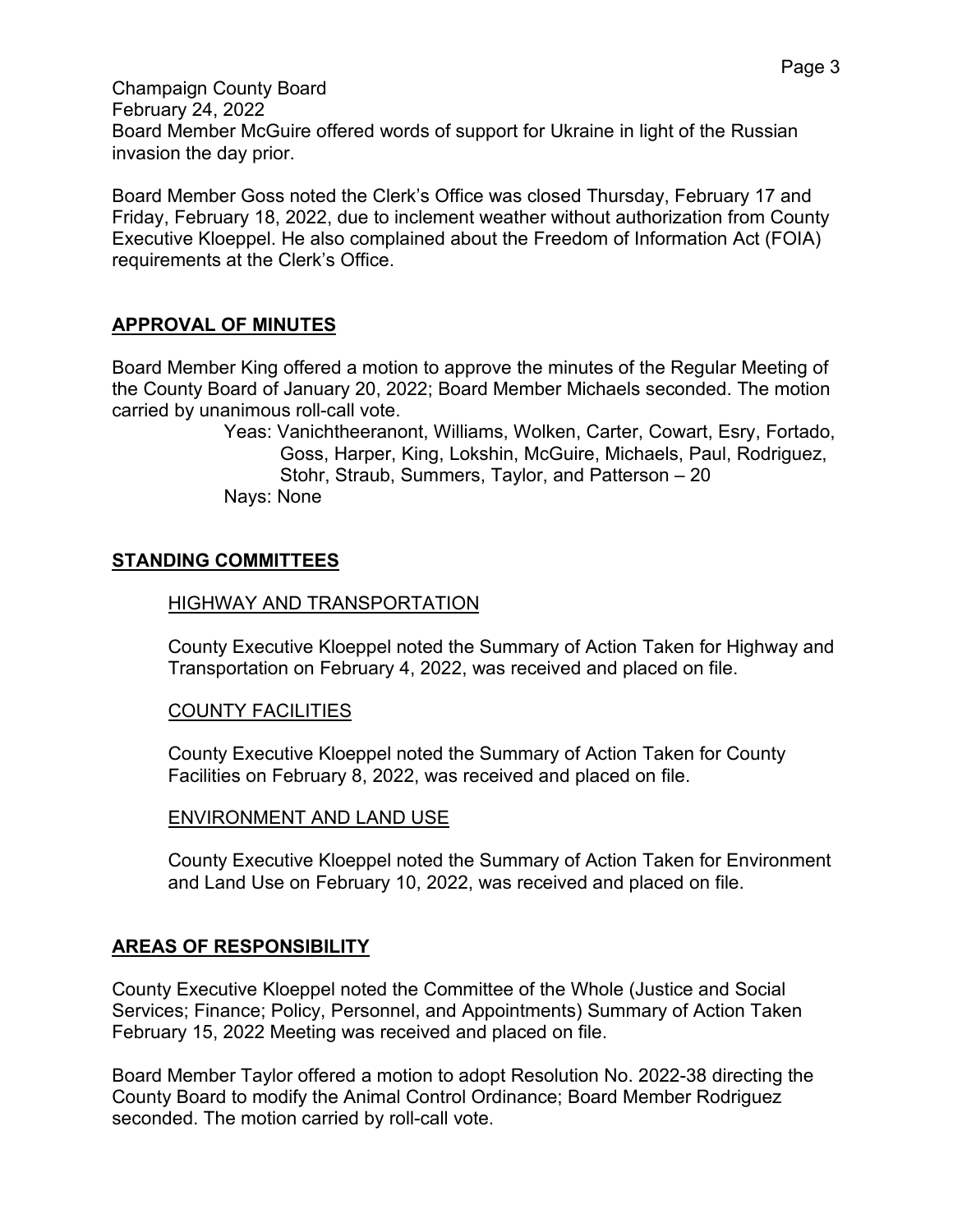Board Member McGuire offered words of support for Ukraine in light of the Russian invasion the day prior.

Board Member Goss noted the Clerk's Office was closed Thursday, February 17 and Friday, February 18, 2022, due to inclement weather without authorization from County Executive Kloeppel. He also complained about the Freedom of Information Act (FOIA) requirements at the Clerk's Office.

## APPROVAL OF MINUTES

Board Member King offered a motion to approve the minutes of the Regular Meeting of the County Board of January 20, 2022; Board Member Michaels seconded. The motion carried by unanimous roll-call vote.

Yeas: Vanichtheeranont, Williams, Wolken, Carter, Cowart, Esry, Fortado, Goss, Harper, King, Lokshin, McGuire, Michaels, Paul, Rodriguez, Stohr, Straub, Summers, Taylor, and Patterson – 20
Nays: None

## STANDING COMMITTEES

### HIGHWAY AND TRANSPORTATION

County Executive Kloeppel noted the Summary of Action Taken for Highway and Transportation on February 4, 2022, was received and placed on file.

### COUNTY FACILITIES

County Executive Kloeppel noted the Summary of Action Taken for County Facilities on February 8, 2022, was received and placed on file.

### ENVIRONMENT AND LAND USE

County Executive Kloeppel noted the Summary of Action Taken for Environment and Land Use on February 10, 2022, was received and placed on file.

## AREAS OF RESPONSIBILITY

County Executive Kloeppel noted the Committee of the Whole (Justice and Social Services; Finance; Policy, Personnel, and Appointments) Summary of Action Taken February 15, 2022 Meeting was received and placed on file.

Board Member Taylor offered a motion to adopt Resolution No. 2022-38 directing the County Board to modify the Animal Control Ordinance; Board Member Rodriguez seconded. The motion carried by roll-call vote.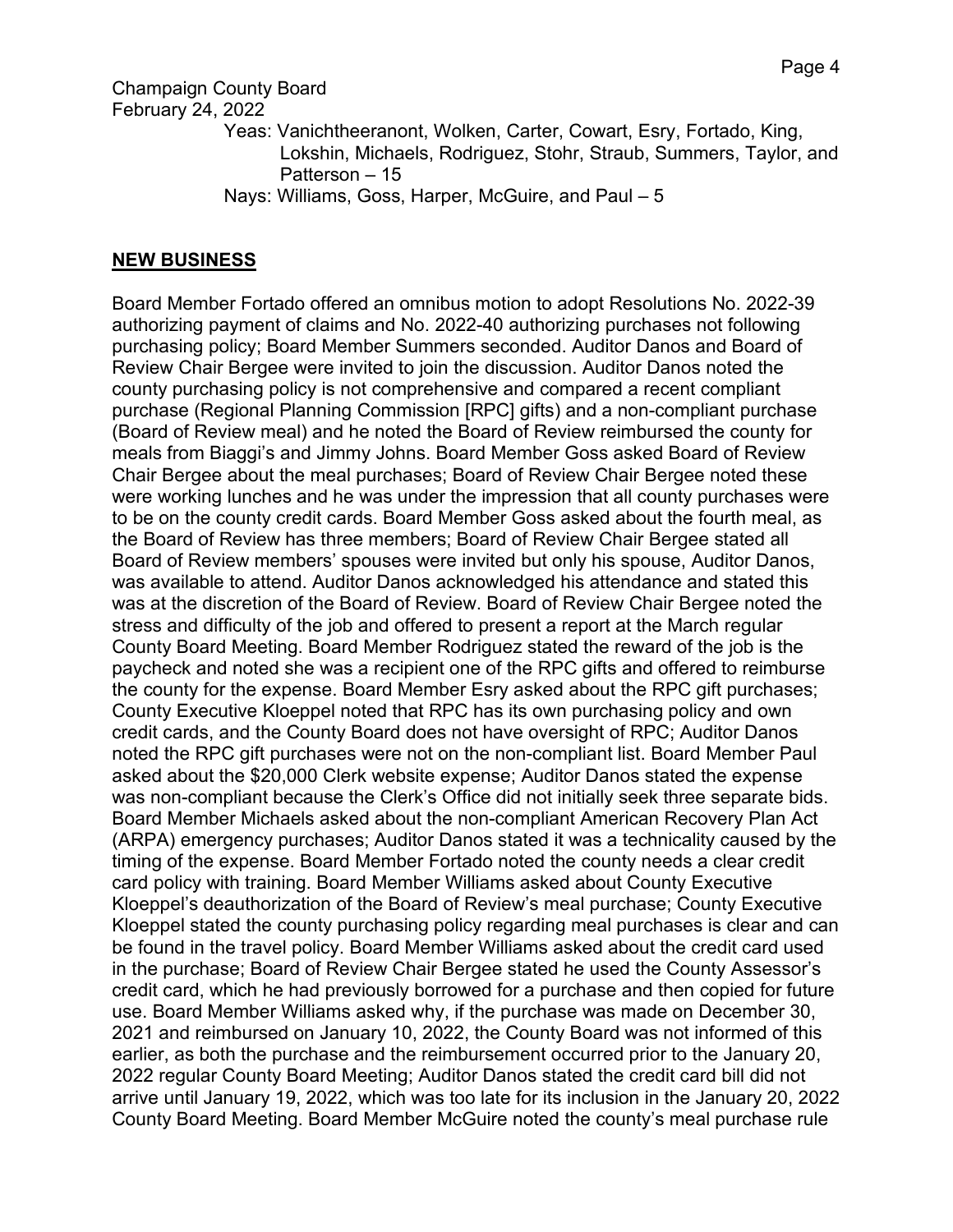Yeas: Vanichtheeranont, Wolken, Carter, Cowart, Esry, Fortado, King, Lokshin, Michaels, Rodriguez, Stohr, Straub, Summers, Taylor, and Patterson – 15

Nays: Williams, Goss, Harper, McGuire, and Paul – 5

## NEW BUSINESS

Board Member Fortado offered an omnibus motion to adopt Resolutions No. 2022-39 authorizing payment of claims and No. 2022-40 authorizing purchases not following purchasing policy; Board Member Summers seconded. Auditor Danos and Board of Review Chair Bergee were invited to join the discussion. Auditor Danos noted the county purchasing policy is not comprehensive and compared a recent compliant purchase (Regional Planning Commission [RPC] gifts) and a non-compliant purchase (Board of Review meal) and he noted the Board of Review reimbursed the county for meals from Biaggi's and Jimmy Johns. Board Member Goss asked Board of Review Chair Bergee about the meal purchases; Board of Review Chair Bergee noted these were working lunches and he was under the impression that all county purchases were to be on the county credit cards. Board Member Goss asked about the fourth meal, as the Board of Review has three members; Board of Review Chair Bergee stated all Board of Review members' spouses were invited but only his spouse, Auditor Danos, was available to attend. Auditor Danos acknowledged his attendance and stated this was at the discretion of the Board of Review. Board of Review Chair Bergee noted the stress and difficulty of the job and offered to present a report at the March regular County Board Meeting. Board Member Rodriguez stated the reward of the job is the paycheck and noted she was a recipient one of the RPC gifts and offered to reimburse the county for the expense. Board Member Esry asked about the RPC gift purchases; County Executive Kloeppel noted that RPC has its own purchasing policy and own credit cards, and the County Board does not have oversight of RPC; Auditor Danos noted the RPC gift purchases were not on the non-compliant list. Board Member Paul asked about the $20,000 Clerk website expense; Auditor Danos stated the expense was non-compliant because the Clerk's Office did not initially seek three separate bids. Board Member Michaels asked about the non-compliant American Recovery Plan Act (ARPA) emergency purchases; Auditor Danos stated it was a technicality caused by the timing of the expense. Board Member Fortado noted the county needs a clear credit card policy with training. Board Member Williams asked about County Executive Kloeppel's deauthorization of the Board of Review's meal purchase; County Executive Kloeppel stated the county purchasing policy regarding meal purchases is clear and can be found in the travel policy. Board Member Williams asked about the credit card used in the purchase; Board of Review Chair Bergee stated he used the County Assessor's credit card, which he had previously borrowed for a purchase and then copied for future use. Board Member Williams asked why, if the purchase was made on December 30, 2021 and reimbursed on January 10, 2022, the County Board was not informed of this earlier, as both the purchase and the reimbursement occurred prior to the January 20, 2022 regular County Board Meeting; Auditor Danos stated the credit card bill did not arrive until January 19, 2022, which was too late for its inclusion in the January 20, 2022 County Board Meeting. Board Member McGuire noted the county's meal purchase rule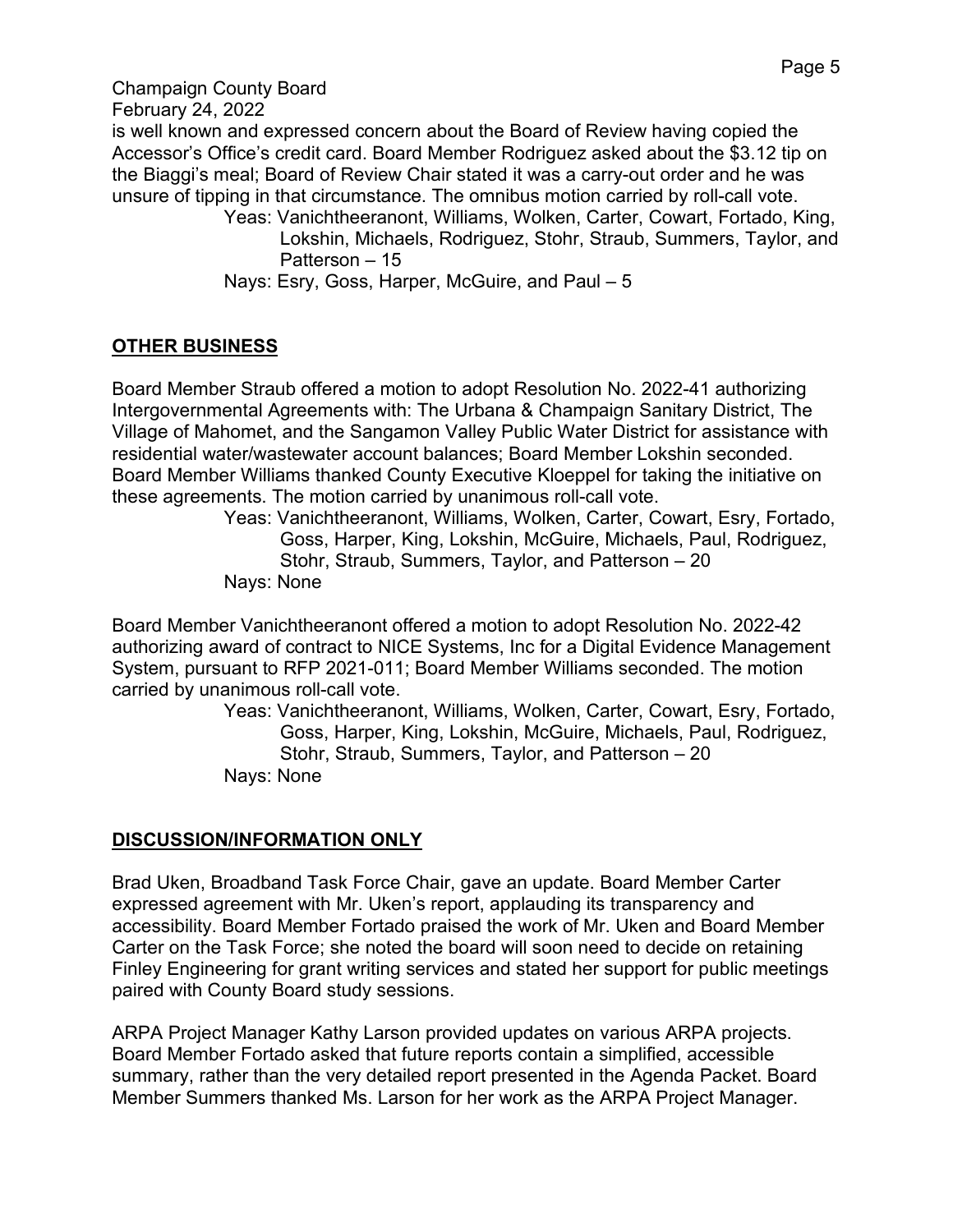is well known and expressed concern about the Board of Review having copied the Accessor's Office's credit card. Board Member Rodriguez asked about the $3.12 tip on the Biaggi's meal; Board of Review Chair stated it was a carry-out order and he was unsure of tipping in that circumstance. The omnibus motion carried by roll-call vote.

Yeas: Vanichtheeranont, Williams, Wolken, Carter, Cowart, Fortado, King, Lokshin, Michaels, Rodriguez, Stohr, Straub, Summers, Taylor, and Patterson – 15

Nays: Esry, Goss, Harper, McGuire, and Paul – 5

## OTHER BUSINESS

Board Member Straub offered a motion to adopt Resolution No. 2022-41 authorizing Intergovernmental Agreements with: The Urbana & Champaign Sanitary District, The Village of Mahomet, and the Sangamon Valley Public Water District for assistance with residential water/wastewater account balances; Board Member Lokshin seconded. Board Member Williams thanked County Executive Kloeppel for taking the initiative on these agreements. The motion carried by unanimous roll-call vote.

Yeas: Vanichtheeranont, Williams, Wolken, Carter, Cowart, Esry, Fortado, Goss, Harper, King, Lokshin, McGuire, Michaels, Paul, Rodriguez, Stohr, Straub, Summers, Taylor, and Patterson – 20

Nays: None

Board Member Vanichtheeranont offered a motion to adopt Resolution No. 2022-42 authorizing award of contract to NICE Systems, Inc for a Digital Evidence Management System, pursuant to RFP 2021-011; Board Member Williams seconded. The motion carried by unanimous roll-call vote.

Yeas: Vanichtheeranont, Williams, Wolken, Carter, Cowart, Esry, Fortado, Goss, Harper, King, Lokshin, McGuire, Michaels, Paul, Rodriguez, Stohr, Straub, Summers, Taylor, and Patterson – 20

Nays: None

## DISCUSSION/INFORMATION ONLY

Brad Uken, Broadband Task Force Chair, gave an update. Board Member Carter expressed agreement with Mr. Uken's report, applauding its transparency and accessibility. Board Member Fortado praised the work of Mr. Uken and Board Member Carter on the Task Force; she noted the board will soon need to decide on retaining Finley Engineering for grant writing services and stated her support for public meetings paired with County Board study sessions.

ARPA Project Manager Kathy Larson provided updates on various ARPA projects. Board Member Fortado asked that future reports contain a simplified, accessible summary, rather than the very detailed report presented in the Agenda Packet. Board Member Summers thanked Ms. Larson for her work as the ARPA Project Manager.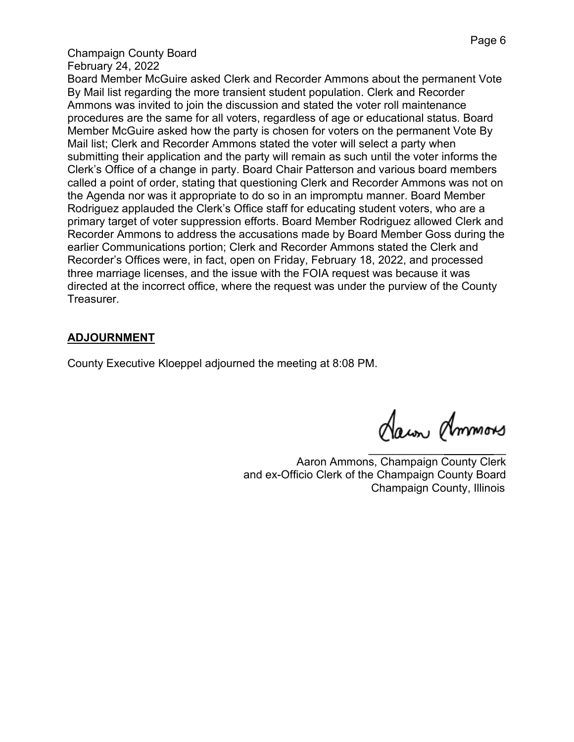Board Member McGuire asked Clerk and Recorder Ammons about the permanent Vote By Mail list regarding the more transient student population. Clerk and Recorder Ammons was invited to join the discussion and stated the voter roll maintenance procedures are the same for all voters, regardless of age or educational status. Board Member McGuire asked how the party is chosen for voters on the permanent Vote By Mail list; Clerk and Recorder Ammons stated the voter will select a party when submitting their application and the party will remain as such until the voter informs the Clerk's Office of a change in party. Board Chair Patterson and various board members called a point of order, stating that questioning Clerk and Recorder Ammons was not on the Agenda nor was it appropriate to do so in an impromptu manner. Board Member Rodriguez applauded the Clerk's Office staff for educating student voters, who are a primary target of voter suppression efforts. Board Member Rodriguez allowed Clerk and Recorder Ammons to address the accusations made by Board Member Goss during the earlier Communications portion; Clerk and Recorder Ammons stated the Clerk and Recorder's Offices were, in fact, open on Friday, February 18, 2022, and processed three marriage licenses, and the issue with the FOIA request was because it was directed at the incorrect office, where the request was under the purview of the County Treasurer.

**ADJOURNMENT**

County Executive Kloeppel adjourned the meeting at 8:08 PM.

Aaron Ammons

Aaron Ammons, Champaign County Clerk
and ex-Officio Clerk of the Champaign County Board
Champaign County, Illinois